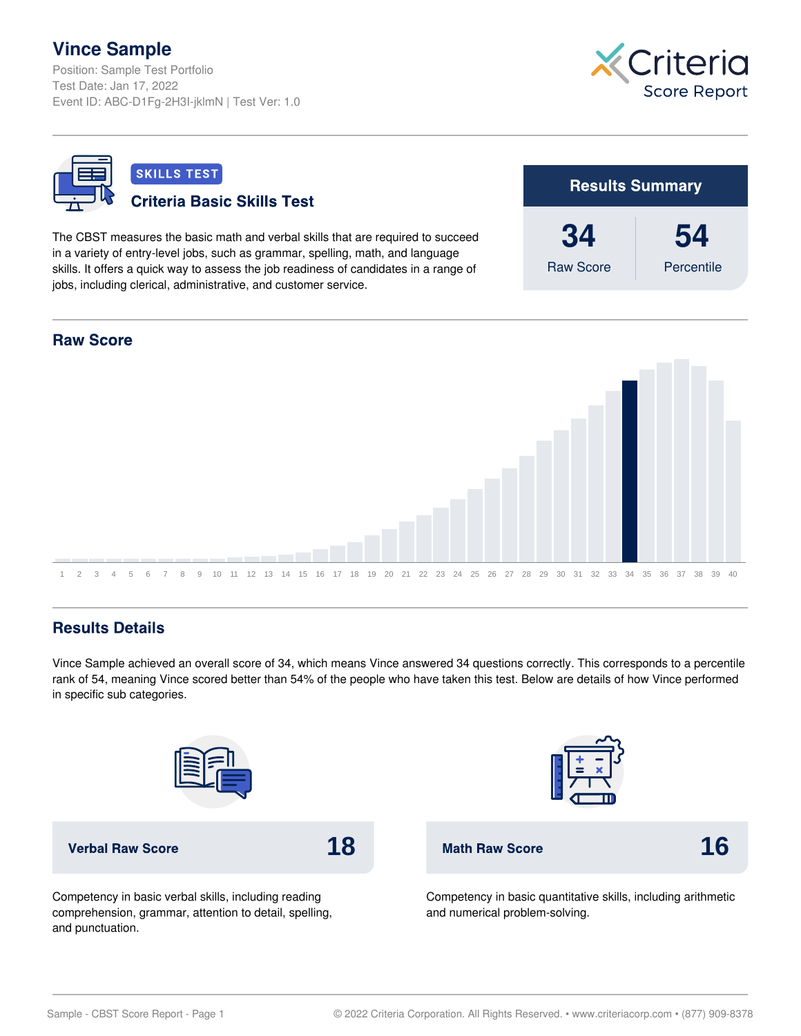# Vince Sample

Position: Sample Test Portfolio
Test Date: Jan 17, 2022
Event ID: ABC-D1Fg-2H3I-jklmN | Test Ver: 1.0

Criteria Score Report

**SKILLS TEST**

## Criteria Basic Skills Test

The CBST measures the basic math and verbal skills that are required to succeed in a variety of entry-level jobs, such as grammar, spelling, math, and language skills. It offers a quick way to assess the job readiness of candidates in a range of jobs, including clerical, administrative, and customer service.

### Results Summary

| Raw Score | Percentile |
|---|---|
| 34 | 54 |

## Raw Score

1 2 3 4 5 6 7 8 9 10 11 12 13 14 15 16 17 18 19 20 21 22 23 24 25 26 27 28 29 30 31 32 33 34 35 36 37 38 39 40

## Results Details

Vince Sample achieved an overall score of 34, which means Vince answered 34 questions correctly. This corresponds to a percentile rank of 54, meaning Vince scored better than 54% of the people who have taken this test. Below are details of how Vince performed in specific sub categories.

| Verbal Raw Score | 18 |
|---|---|

Competency in basic verbal skills, including reading comprehension, grammar, attention to detail, spelling, and punctuation.

| Math Raw Score | 16 |
|---|---|

Competency in basic quantitative skills, including arithmetic and numerical problem-solving.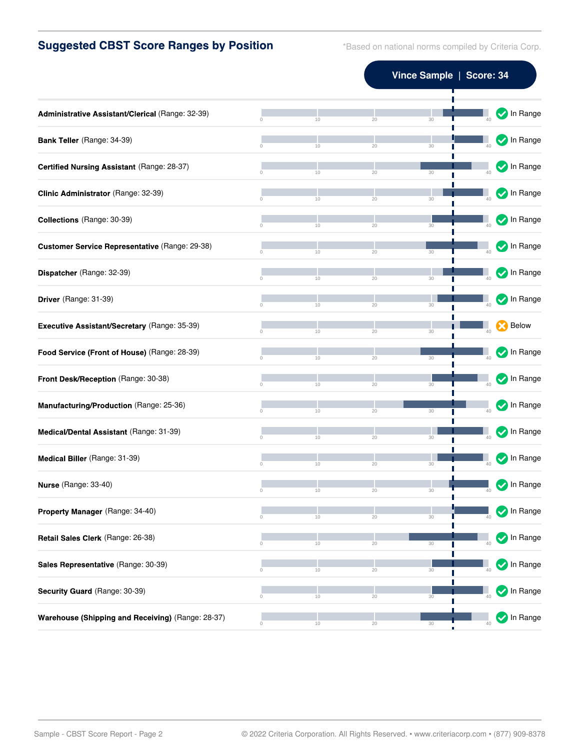## Suggested CBST Score Ranges by Position

*Based on national norms compiled by Criteria Corp.

Vince Sample | Score: 34

**Administrative Assistant/Clerical** (Range: 32-39)
0 10 20 30 40
In Range

**Bank Teller** (Range: 34-39)
0 10 20 30 40
In Range

**Certified Nursing Assistant** (Range: 28-37)
0 10 20 30 40
In Range

**Clinic Administrator** (Range: 32-39)
0 10 20 30 40
In Range

**Collections** (Range: 30-39)
0 10 20 30 40
In Range

**Customer Service Representative** (Range: 29-38)
0 10 20 30 40
In Range

**Dispatcher** (Range: 32-39)
0 10 20 30 40
In Range

**Driver** (Range: 31-39)
0 10 20 30 40
In Range

**Executive Assistant/Secretary** (Range: 35-39)
0 10 20 30 40
Below

**Food Service (Front of House)** (Range: 28-39)
0 10 20 30 40
In Range

**Front Desk/Reception** (Range: 30-38)
0 10 20 30 40
In Range

**Manufacturing/Production** (Range: 25-36)
0 10 20 30 40
In Range

**Medical/Dental Assistant** (Range: 31-39)
0 10 20 30 40
In Range

**Medical Biller** (Range: 31-39)
0 10 20 30 40
In Range

**Nurse** (Range: 33-40)
0 10 20 30 40
In Range

**Property Manager** (Range: 34-40)
0 10 20 30 40
In Range

**Retail Sales Clerk** (Range: 26-38)
0 10 20 30 40
In Range

**Sales Representative** (Range: 30-39)
0 10 20 30 40
In Range

**Security Guard** (Range: 30-39)
0 10 20 30 40
In Range

**Warehouse (Shipping and Receiving)** (Range: 28-37)
0 10 20 30 40
In Range

© 2022 Criteria Corporation. All Rights Reserved. • www.criteriacorp.com • (877) 909-8378